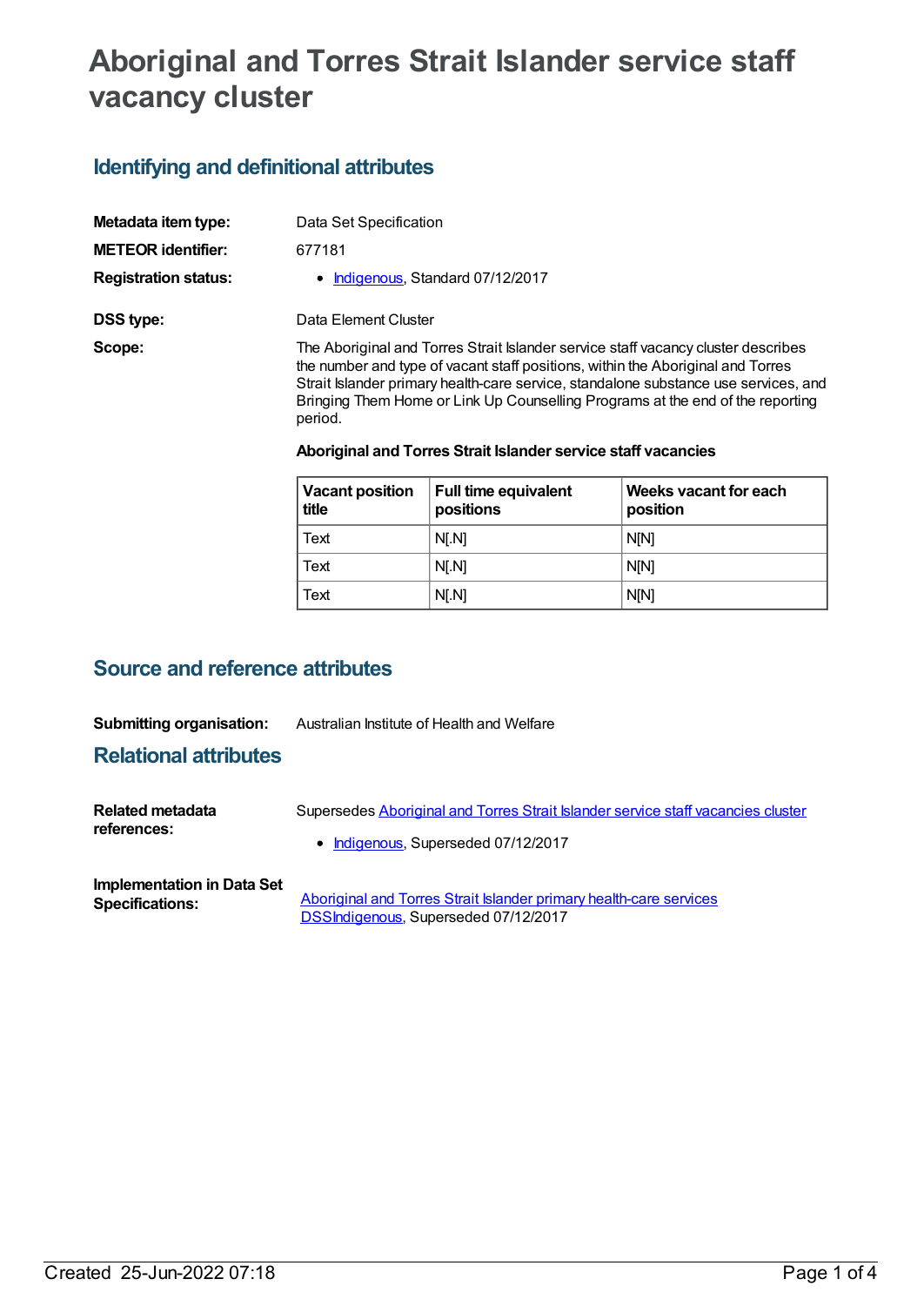# Aboriginal and Torres Strait Islander service staff vacancy cluster

## Identifying and definitional attributes

**Metadata item type:** Data Set Specification

**METEOR identifier:** 677181

**Registration status:**
- Indigenous, Standard 07/12/2017

**DSS type:** Data Element Cluster

**Scope:** The Aboriginal and Torres Strait Islander service staff vacancy cluster describes the number and type of vacant staff positions, within the Aboriginal and Torres Strait Islander primary health-care service, standalone substance use services, and Bringing Them Home or Link Up Counselling Programs at the end of the reporting period.

**Aboriginal and Torres Strait Islander service staff vacancies**

| Vacant position title | Full time equivalent positions | Weeks vacant for each position |
| --- | --- | --- |
| Text | N[.N] | N[N] |
| Text | N[.N] | N[N] |
| Text | N[.N] | N[N] |

## Source and reference attributes

**Submitting organisation:** Australian Institute of Health and Welfare

## Relational attributes

**Related metadata references:** Supersedes Aboriginal and Torres Strait Islander service staff vacancies cluster
- Indigenous, Superseded 07/12/2017

**Implementation in Data Set Specifications:** Aboriginal and Torres Strait Islander primary health-care services DSSIndigenous, Superseded 07/12/2017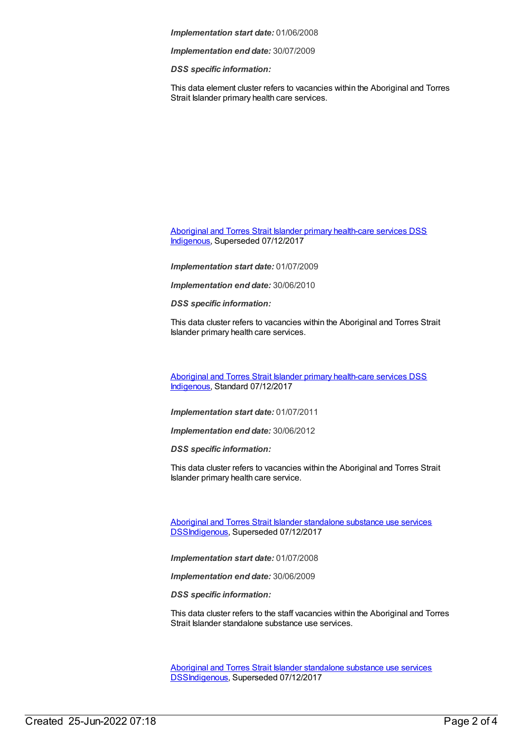***Implementation start date:*** 01/06/2008

***Implementation end date:*** 30/07/2009

***DSS specific information:***

This data element cluster refers to vacancies within the Aboriginal and Torres Strait Islander primary health care services.

Aboriginal and Torres Strait Islander primary health-care services DSS Indigenous, Superseded 07/12/2017

***Implementation start date:*** 01/07/2009

***Implementation end date:*** 30/06/2010

***DSS specific information:***

This data cluster refers to vacancies within the Aboriginal and Torres Strait Islander primary health care services.

Aboriginal and Torres Strait Islander primary health-care services DSS Indigenous, Standard 07/12/2017

***Implementation start date:*** 01/07/2011

***Implementation end date:*** 30/06/2012

***DSS specific information:***

This data cluster refers to vacancies within the Aboriginal and Torres Strait Islander primary health care service.

Aboriginal and Torres Strait Islander standalone substance use services DSSIndigenous, Superseded 07/12/2017

***Implementation start date:*** 01/07/2008

***Implementation end date:*** 30/06/2009

***DSS specific information:***

This data cluster refers to the staff vacancies within the Aboriginal and Torres Strait Islander standalone substance use services.

Aboriginal and Torres Strait Islander standalone substance use services DSSIndigenous, Superseded 07/12/2017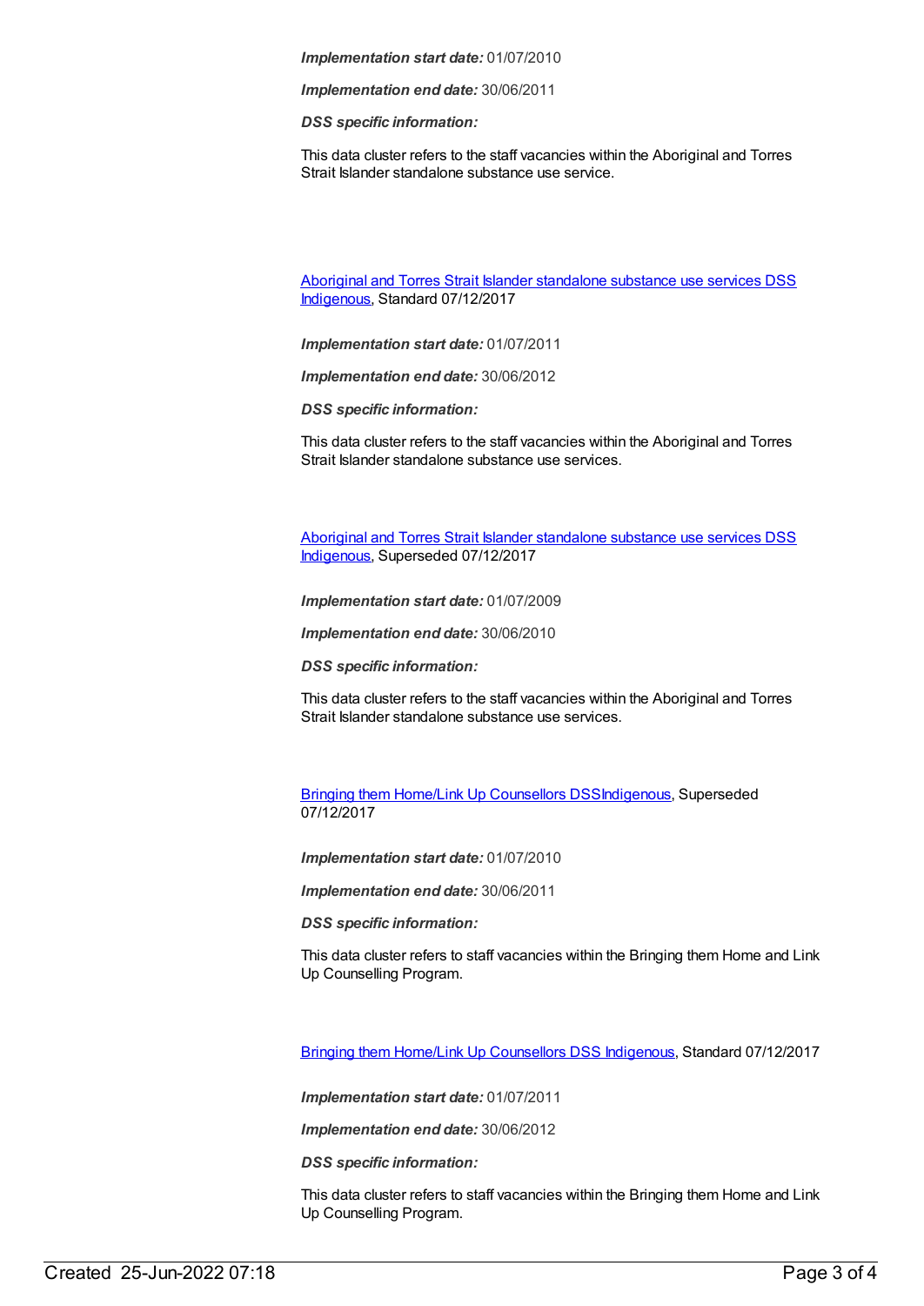*Implementation start date:* 01/07/2010

*Implementation end date:* 30/06/2011

*DSS specific information:*

This data cluster refers to the staff vacancies within the Aboriginal and Torres Strait Islander standalone substance use service.

[Aboriginal and Torres Strait Islander standalone substance use services DSS Indigenous](), Standard 07/12/2017

*Implementation start date:* 01/07/2011

*Implementation end date:* 30/06/2012

*DSS specific information:*

This data cluster refers to the staff vacancies within the Aboriginal and Torres Strait Islander standalone substance use services.

[Aboriginal and Torres Strait Islander standalone substance use services DSS Indigenous](), Superseded 07/12/2017

*Implementation start date:* 01/07/2009

*Implementation end date:* 30/06/2010

*DSS specific information:*

This data cluster refers to the staff vacancies within the Aboriginal and Torres Strait Islander standalone substance use services.

[Bringing them Home/Link Up Counsellors DSSIndigenous](), Superseded 07/12/2017

*Implementation start date:* 01/07/2010

*Implementation end date:* 30/06/2011

*DSS specific information:*

This data cluster refers to staff vacancies within the Bringing them Home and Link Up Counselling Program.

[Bringing them Home/Link Up Counsellors DSS Indigenous](), Standard 07/12/2017

*Implementation start date:* 01/07/2011

*Implementation end date:* 30/06/2012

*DSS specific information:*

This data cluster refers to staff vacancies within the Bringing them Home and Link Up Counselling Program.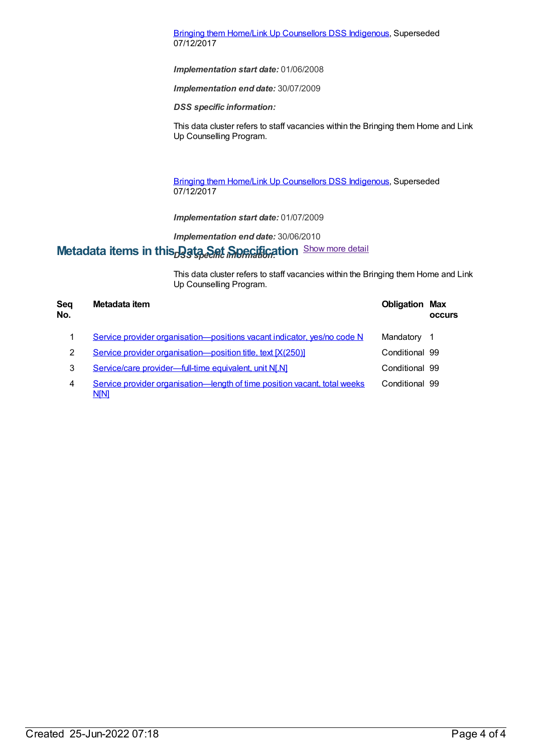Bringing them Home/Link Up Counsellors DSS Indigenous, Superseded 07/12/2017

***Implementation start date:*** 01/06/2008

***Implementation end date:*** 30/07/2009

***DSS specific information:***

This data cluster refers to staff vacancies within the Bringing them Home and Link Up Counselling Program.

Bringing them Home/Link Up Counsellors DSS Indigenous, Superseded 07/12/2017

***Implementation start date:*** 01/07/2009

***Implementation end date:*** 30/06/2010

***DSS specific information:***

This data cluster refers to staff vacancies within the Bringing them Home and Link Up Counselling Program.

## Metadata items in this Data Set Specification

Show more detail

| Seq No. | Metadata item | Obligation | Max occurs |
|---|---|---|---|
| 1 | Service provider organisation—positions vacant indicator, yes/no code N | Mandatory | 1 |
| 2 | Service provider organisation—position title, text [X(250)] | Conditional | 99 |
| 3 | Service/care provider—full-time equivalent, unit N[.N] | Conditional | 99 |
| 4 | Service provider organisation—length of time position vacant, total weeks N[N] | Conditional | 99 |